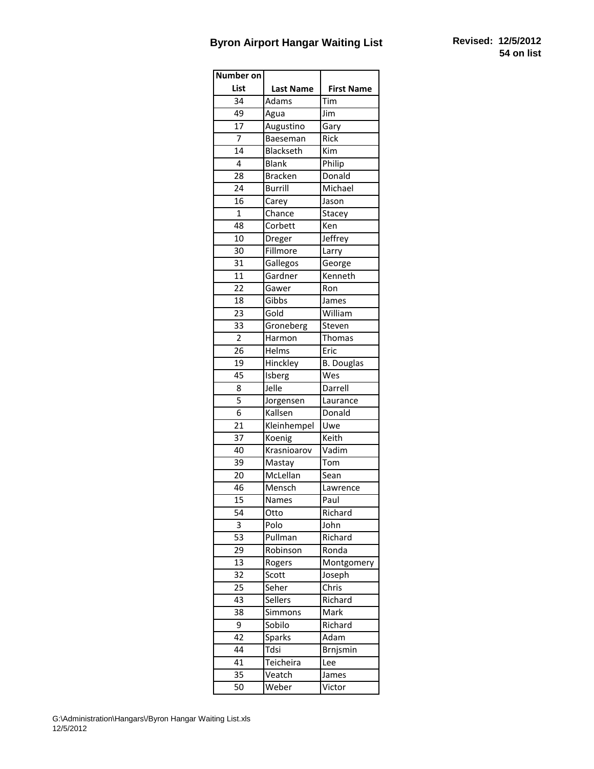# Byron Airport Hangar Waiting List

**Revised: 12/5/2012**
**54 on list**

| Number on List | Last Name | First Name |
|---|---|---|
| 34 | Adams | Tim |
| 49 | Agua | Jim |
| 17 | Augustino | Gary |
| 7 | Baeseman | Rick |
| 14 | Blackseth | Kim |
| 4 | Blank | Philip |
| 28 | Bracken | Donald |
| 24 | Burrill | Michael |
| 16 | Carey | Jason |
| 1 | Chance | Stacey |
| 48 | Corbett | Ken |
| 10 | Dreger | Jeffrey |
| 30 | Fillmore | Larry |
| 31 | Gallegos | George |
| 11 | Gardner | Kenneth |
| 22 | Gawer | Ron |
| 18 | Gibbs | James |
| 23 | Gold | William |
| 33 | Groneberg | Steven |
| 2 | Harmon | Thomas |
| 26 | Helms | Eric |
| 19 | Hinckley | B. Douglas |
| 45 | Isberg | Wes |
| 8 | Jelle | Darrell |
| 5 | Jorgensen | Laurance |
| 6 | Kallsen | Donald |
| 21 | Kleinhempel | Uwe |
| 37 | Koenig | Keith |
| 40 | Krasnioarov | Vadim |
| 39 | Mastay | Tom |
| 20 | McLellan | Sean |
| 46 | Mensch | Lawrence |
| 15 | Names | Paul |
| 54 | Otto | Richard |
| 3 | Polo | John |
| 53 | Pullman | Richard |
| 29 | Robinson | Ronda |
| 13 | Rogers | Montgomery |
| 32 | Scott | Joseph |
| 25 | Seher | Chris |
| 43 | Sellers | Richard |
| 38 | Simmons | Mark |
| 9 | Sobilo | Richard |
| 42 | Sparks | Adam |
| 44 | Tdsi | Brnjsmin |
| 41 | Teicheira | Lee |
| 35 | Veatch | James |
| 50 | Weber | Victor |

G:\Administration\Hangars\/Byron Hangar Waiting List.xls
12/5/2012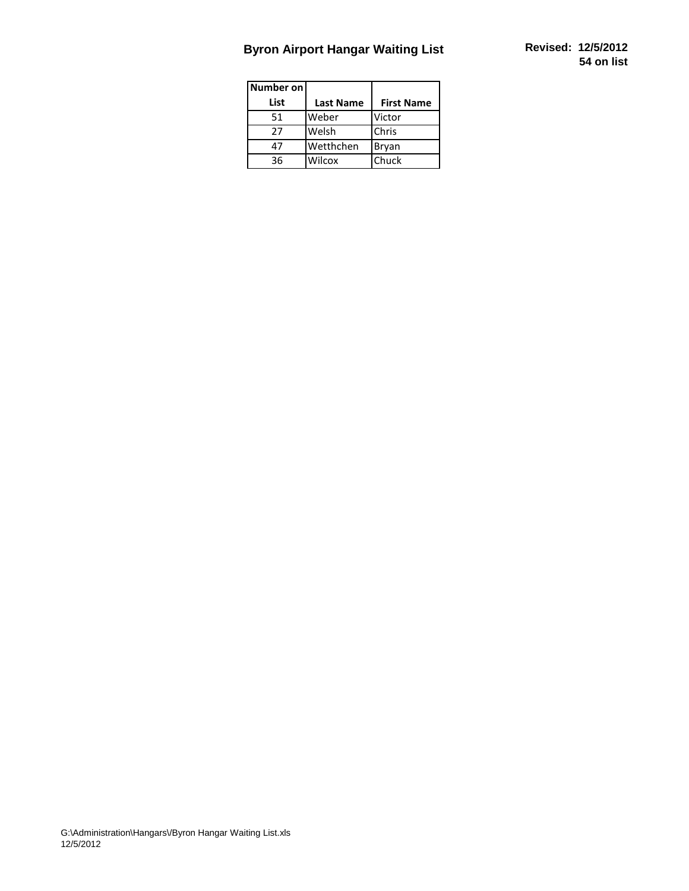## Byron Airport Hangar Waiting List

**Revised: 12/5/2012**
**54 on list**

| Number on List | Last Name | First Name |
|---|---|---|
| 51 | Weber | Victor |
| 27 | Welsh | Chris |
| 47 | Wetthchen | Bryan |
| 36 | Wilcox | Chuck |

G:\Administration\Hangars\/Byron Hangar Waiting List.xls
12/5/2012